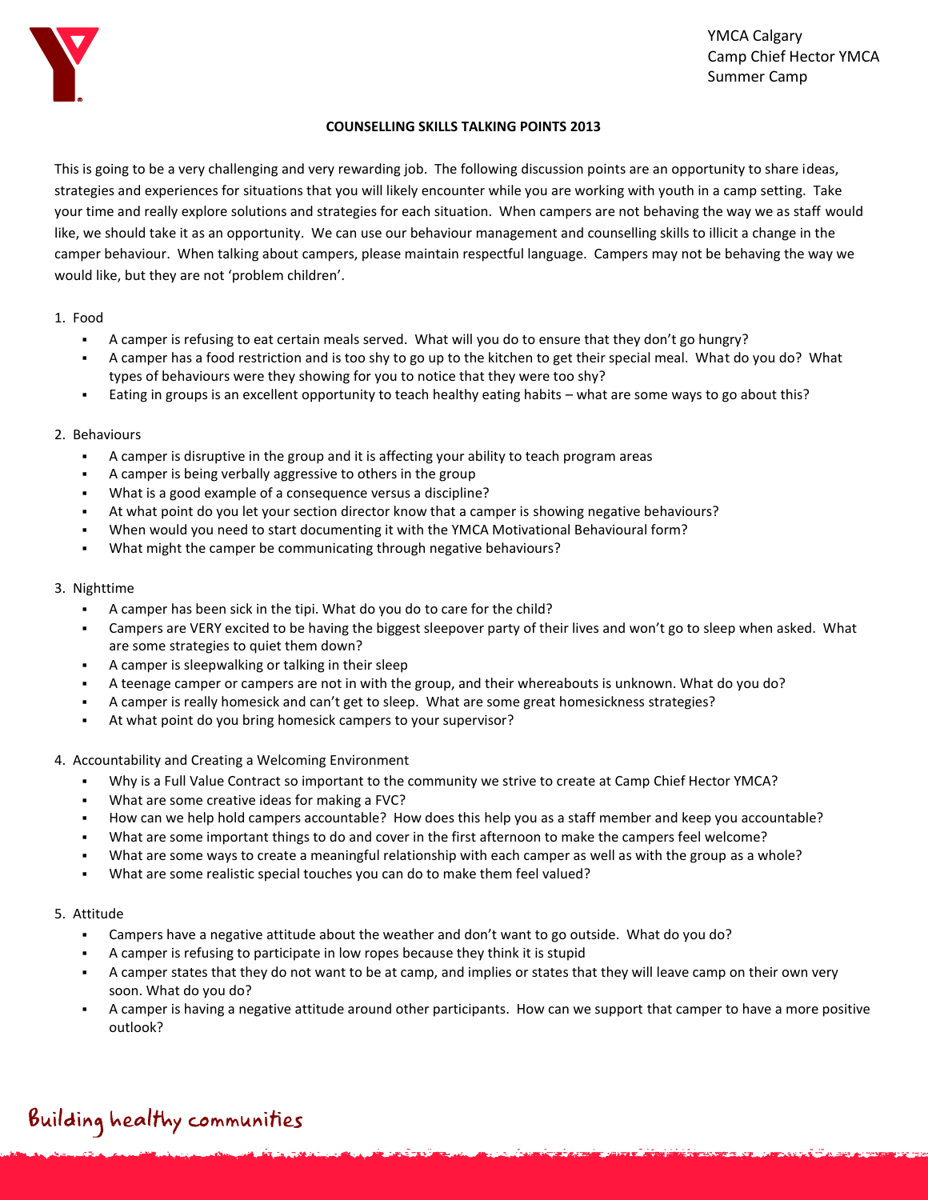YMCA Calgary
Camp Chief Hector YMCA
Summer Camp

**COUNSELLING SKILLS TALKING POINTS 2013**

This is going to be a very challenging and very rewarding job. The following discussion points are an opportunity to share ideas, strategies and experiences for situations that you will likely encounter while you are working with youth in a camp setting. Take your time and really explore solutions and strategies for each situation. When campers are not behaving the way we as staff would like, we should take it as an opportunity. We can use our behaviour management and counselling skills to illicit a change in the camper behaviour. When talking about campers, please maintain respectful language. Campers may not be behaving the way we would like, but they are not 'problem children'.

1. Food
   - A camper is refusing to eat certain meals served. What will you do to ensure that they don't go hungry?
   - A camper has a food restriction and is too shy to go up to the kitchen to get their special meal. What do you do? What types of behaviours were they showing for you to notice that they were too shy?
   - Eating in groups is an excellent opportunity to teach healthy eating habits – what are some ways to go about this?

2. Behaviours
   - A camper is disruptive in the group and it is affecting your ability to teach program areas
   - A camper is being verbally aggressive to others in the group
   - What is a good example of a consequence versus a discipline?
   - At what point do you let your section director know that a camper is showing negative behaviours?
   - When would you need to start documenting it with the YMCA Motivational Behavioural form?
   - What might the camper be communicating through negative behaviours?

3. Nighttime
   - A camper has been sick in the tipi. What do you do to care for the child?
   - Campers are VERY excited to be having the biggest sleepover party of their lives and won't go to sleep when asked. What are some strategies to quiet them down?
   - A camper is sleepwalking or talking in their sleep
   - A teenage camper or campers are not in with the group, and their whereabouts is unknown. What do you do?
   - A camper is really homesick and can't get to sleep. What are some great homesickness strategies?
   - At what point do you bring homesick campers to your supervisor?

4. Accountability and Creating a Welcoming Environment
   - Why is a Full Value Contract so important to the community we strive to create at Camp Chief Hector YMCA?
   - What are some creative ideas for making a FVC?
   - How can we help hold campers accountable? How does this help you as a staff member and keep you accountable?
   - What are some important things to do and cover in the first afternoon to make the campers feel welcome?
   - What are some ways to create a meaningful relationship with each camper as well as with the group as a whole?
   - What are some realistic special touches you can do to make them feel valued?

5. Attitude
   - Campers have a negative attitude about the weather and don't want to go outside. What do you do?
   - A camper is refusing to participate in low ropes because they think it is stupid
   - A camper states that they do not want to be at camp, and implies or states that they will leave camp on their own very soon. What do you do?
   - A camper is having a negative attitude around other participants. How can we support that camper to have a more positive outlook?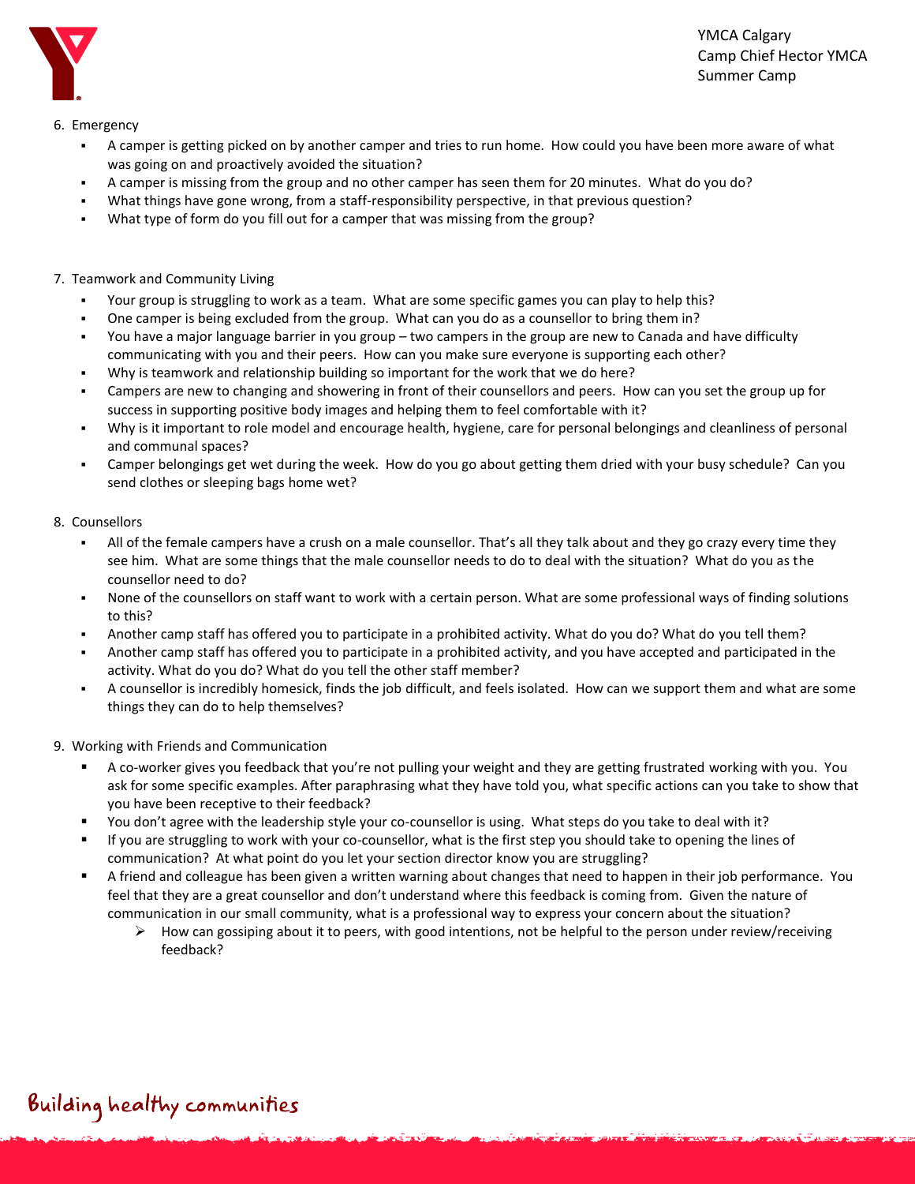6. Emergency
    - A camper is getting picked on by another camper and tries to run home. How could you have been more aware of what was going on and proactively avoided the situation?
    - A camper is missing from the group and no other camper has seen them for 20 minutes. What do you do?
    - What things have gone wrong, from a staff-responsibility perspective, in that previous question?
    - What type of form do you fill out for a camper that was missing from the group?

7. Teamwork and Community Living
    - Your group is struggling to work as a team. What are some specific games you can play to help this?
    - One camper is being excluded from the group. What can you do as a counsellor to bring them in?
    - You have a major language barrier in you group – two campers in the group are new to Canada and have difficulty communicating with you and their peers. How can you make sure everyone is supporting each other?
    - Why is teamwork and relationship building so important for the work that we do here?
    - Campers are new to changing and showering in front of their counsellors and peers. How can you set the group up for success in supporting positive body images and helping them to feel comfortable with it?
    - Why is it important to role model and encourage health, hygiene, care for personal belongings and cleanliness of personal and communal spaces?
    - Camper belongings get wet during the week. How do you go about getting them dried with your busy schedule? Can you send clothes or sleeping bags home wet?

8. Counsellors
    - All of the female campers have a crush on a male counsellor. That's all they talk about and they go crazy every time they see him. What are some things that the male counsellor needs to do to deal with the situation? What do you as the counsellor need to do?
    - None of the counsellors on staff want to work with a certain person. What are some professional ways of finding solutions to this?
    - Another camp staff has offered you to participate in a prohibited activity. What do you do? What do you tell them?
    - Another camp staff has offered you to participate in a prohibited activity, and you have accepted and participated in the activity. What do you do? What do you tell the other staff member?
    - A counsellor is incredibly homesick, finds the job difficult, and feels isolated. How can we support them and what are some things they can do to help themselves?

9. Working with Friends and Communication
    - A co-worker gives you feedback that you're not pulling your weight and they are getting frustrated working with you. You ask for some specific examples. After paraphrasing what they have told you, what specific actions can you take to show that you have been receptive to their feedback?
    - You don't agree with the leadership style your co-counsellor is using. What steps do you take to deal with it?
    - If you are struggling to work with your co-counsellor, what is the first step you should take to opening the lines of communication? At what point do you let your section director know you are struggling?
    - A friend and colleague has been given a written warning about changes that need to happen in their job performance. You feel that they are a great counsellor and don't understand where this feedback is coming from. Given the nature of communication in our small community, what is a professional way to express your concern about the situation?
        - How can gossiping about it to peers, with good intentions, not be helpful to the person under review/receiving feedback?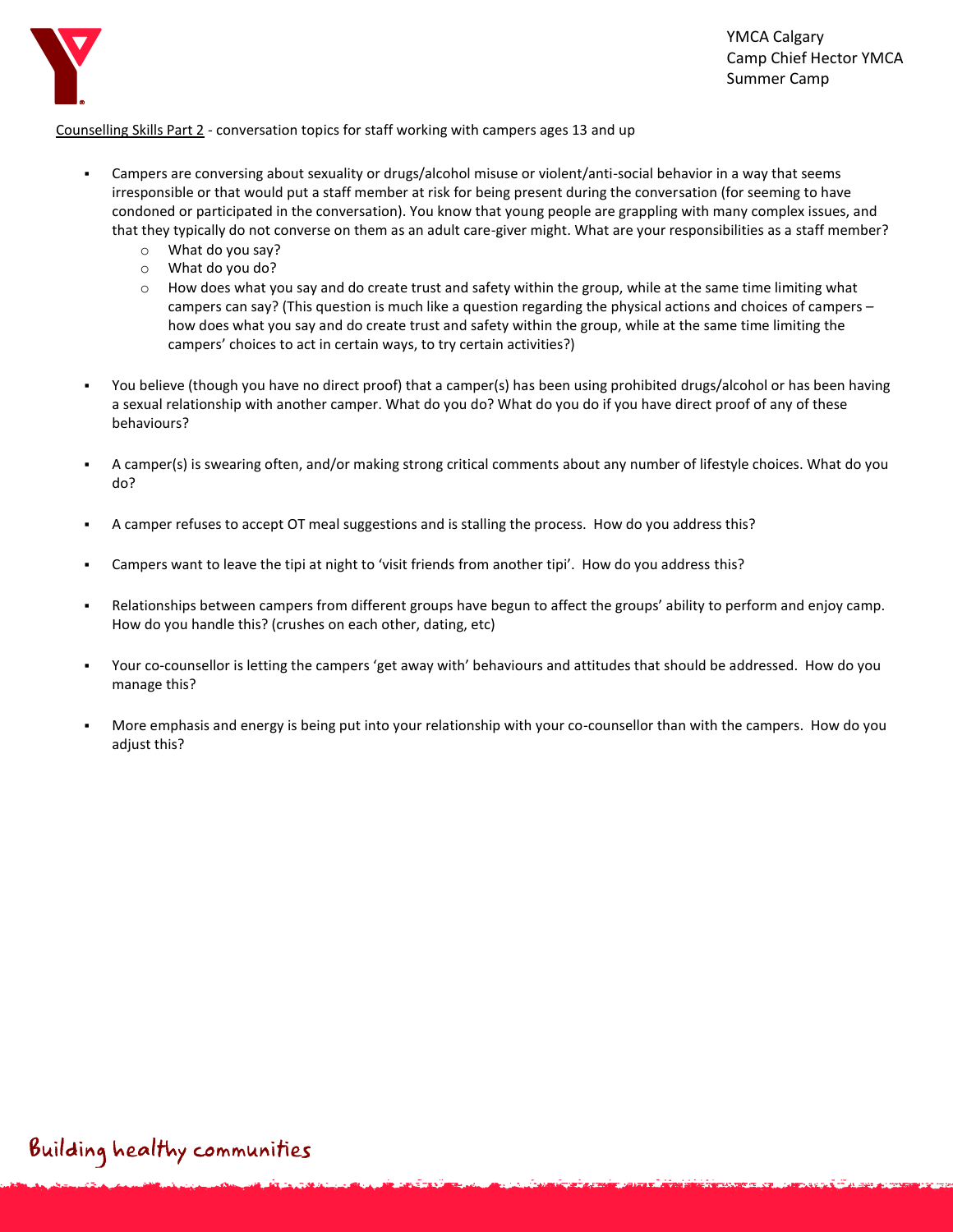Counselling Skills Part 2 - conversation topics for staff working with campers ages 13 and up

- Campers are conversing about sexuality or drugs/alcohol misuse or violent/anti-social behavior in a way that seems irresponsible or that would put a staff member at risk for being present during the conversation (for seeming to have condoned or participated in the conversation). You know that young people are grappling with many complex issues, and that they typically do not converse on them as an adult care-giver might. What are your responsibilities as a staff member?
  - What do you say?
  - What do you do?
  - How does what you say and do create trust and safety within the group, while at the same time limiting what campers can say? (This question is much like a question regarding the physical actions and choices of campers – how does what you say and do create trust and safety within the group, while at the same time limiting the campers' choices to act in certain ways, to try certain activities?)

- You believe (though you have no direct proof) that a camper(s) has been using prohibited drugs/alcohol or has been having a sexual relationship with another camper. What do you do? What do you do if you have direct proof of any of these behaviours?

- A camper(s) is swearing often, and/or making strong critical comments about any number of lifestyle choices. What do you do?

- A camper refuses to accept OT meal suggestions and is stalling the process. How do you address this?

- Campers want to leave the tipi at night to 'visit friends from another tipi'. How do you address this?

- Relationships between campers from different groups have begun to affect the groups' ability to perform and enjoy camp. How do you handle this? (crushes on each other, dating, etc)

- Your co-counsellor is letting the campers 'get away with' behaviours and attitudes that should be addressed. How do you manage this?

- More emphasis and energy is being put into your relationship with your co-counsellor than with the campers. How do you adjust this?